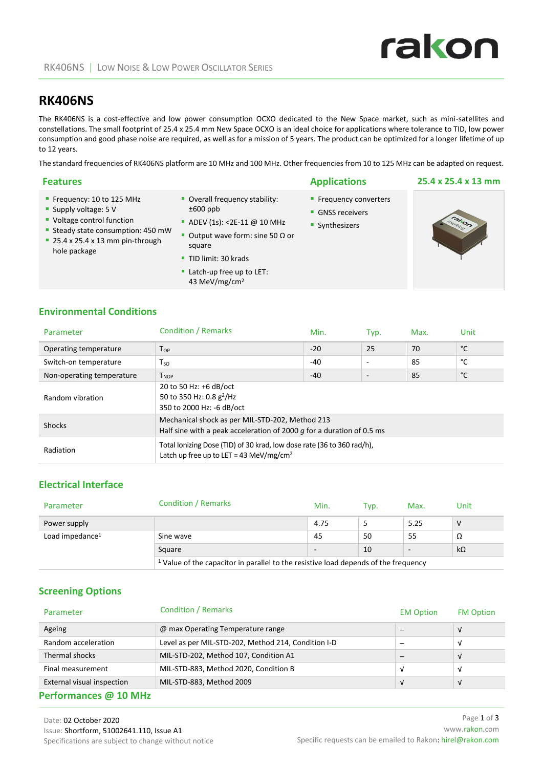# RK406NS

The RK406NS is a cost-effective and low power consumption OCXO dedicated to the New Space market, such as mini-satellites and constellations. The small footprint of 25.4 x 25.4 mm New Space OCXO is an ideal choice for applications where tolerance to TID, low power consumption and good phase noise are required, as well as for a mission of 5 years. The product can be optimized for a longer lifetime of up to 12 years.

The standard frequencies of RK406NS platform are 10 MHz and 100 MHz. Other frequencies from 10 to 125 MHz can be adapted on request.

## Features

- Frequency: 10 to 125 MHz
- Supply voltage: 5 V
- Voltage control function
- Steady state consumption: 450 mW
- 25.4 x 25.4 x 13 mm pin-through hole package
- Overall frequency stability: ±600 ppb
- ADEV (1s): <2E-11 @ 10 MHz
- Output wave form: sine 50 Ω or square
- TID limit: 30 krads
- Latch-up free up to LET: 43 MeV/mg/cm²

## Applications

- Frequency converters
- GNSS receivers
- Synthesizers

## 25.4 x 25.4 x 13 mm

## Environmental Conditions

| Parameter | Condition / Remarks | Min. | Typ. | Max. | Unit |
|---|---|---|---|---|---|
| Operating temperature | $T_{OP}$ | -20 | 25 | 70 | °C |
| Switch-on temperature | $T_{SO}$ | -40 | - | 85 | °C |
| Non-operating temperature | $T_{NOP}$ | -40 | - | 85 | °C |
| Random vibration | 20 to 50 Hz: +6 dB/oct<br>50 to 350 Hz: 0.8 $g^2$/Hz<br>350 to 2000 Hz: -6 dB/oct | | | | |
| Shocks | Mechanical shock as per MIL-STD-202, Method 213<br>Half sine with a peak acceleration of 2000 *g* for a duration of 0.5 ms | | | | |
| Radiation | Total Ionizing Dose (TID) of 30 krad, low dose rate (36 to 360 rad/h),<br>Latch up free up to LET = 43 MeV/mg/cm² | | | | |

## Electrical Interface

| Parameter | Condition / Remarks | Min. | Typ. | Max. | Unit |
|---|---|---|---|---|---|
| Power supply | | 4.75 | 5 | 5.25 | V |
| Load impedance[1] | Sine wave | 45 | 50 | 55 | Ω |
| | Square | - | 10 | - | kΩ |
| | [1] Value of the capacitor in parallel to the resistive load depends of the frequency | | | | |

## Screening Options

| Parameter | Condition / Remarks | EM Option | FM Option |
|---|---|---|---|
| Ageing | @ max Operating Temperature range | – | √ |
| Random acceleration | Level as per MIL-STD-202, Method 214, Condition I-D | – | √ |
| Thermal shocks | MIL-STD-202, Method 107, Condition A1 | – | √ |
| Final measurement | MIL-STD-883, Method 2020, Condition B | √ | √ |
| External visual inspection | MIL-STD-883, Method 2009 | √ | √ |

## Performances @ 10 MHz

Date: 02 October 2020
Issue: Shortform, 51002641.110, Issue A1
Specifications are subject to change without notice

www.rakon.com
Specific requests can be emailed to Rakon: hirel@rakon.com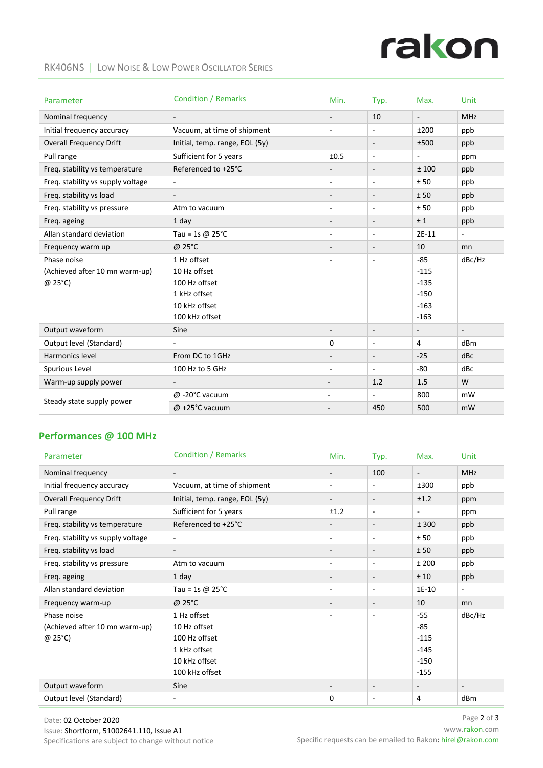| Parameter | Condition / Remarks | Min. | Typ. | Max. | Unit |
|---|---|---|---|---|---|
| Nominal frequency | - | - | 10 | - | MHz |
| Initial frequency accuracy | Vacuum, at time of shipment | - | - | ±200 | ppb |
| Overall Frequency Drift | Initial, temp. range, EOL (5y) | - | - | ±500 | ppb |
| Pull range | Sufficient for 5 years | ±0.5 | - | - | ppm |
| Freq. stability vs temperature | Referenced to +25°C | - | - | ± 100 | ppb |
| Freq. stability vs supply voltage | - | - | - | ± 50 | ppb |
| Freq. stability vs load | - | - | - | ± 50 | ppb |
| Freq. stability vs pressure | Atm to vacuum | - | - | ± 50 | ppb |
| Freq. ageing | 1 day | - | - | ± 1 | ppb |
| Allan standard deviation | Tau = 1s @ 25°C | - | - | 2E-11 | - |
| Frequency warm up | @ 25°C | - | - | 10 | mn |
| Phase noise (Achieved after 10 mn warm-up) @ 25°C) | 1 Hz offset<br>10 Hz offset<br>100 Hz offset<br>1 kHz offset<br>10 kHz offset<br>100 kHz offset | - | - | -85<br>-115<br>-135<br>-150<br>-163<br>-163 | dBc/Hz |
| Output waveform | Sine | - | - | - | - |
| Output level (Standard) | - | 0 | - | 4 | dBm |
| Harmonics level | From DC to 1GHz | - | - | -25 | dBc |
| Spurious Level | 100 Hz to 5 GHz | - | - | -80 | dBc |
| Warm-up supply power | - | - | 1.2 | 1.5 | W |
| Steady state supply power | @ -20°C vacuum | - | - | 800 | mW |
| | @ +25°C vacuum | - | 450 | 500 | mW |

## Performances @ 100 MHz

| Parameter | Condition / Remarks | Min. | Typ. | Max. | Unit |
|---|---|---|---|---|---|
| Nominal frequency | - | - | 100 | - | MHz |
| Initial frequency accuracy | Vacuum, at time of shipment | - | - | ±300 | ppb |
| Overall Frequency Drift | Initial, temp. range, EOL (5y) | - | - | ±1.2 | ppm |
| Pull range | Sufficient for 5 years | ±1.2 | - | - | ppm |
| Freq. stability vs temperature | Referenced to +25°C | - | - | ± 300 | ppb |
| Freq. stability vs supply voltage | - | - | - | ± 50 | ppb |
| Freq. stability vs load | - | - | - | ± 50 | ppb |
| Freq. stability vs pressure | Atm to vacuum | - | - | ± 200 | ppb |
| Freq. ageing | 1 day | - | - | ± 10 | ppb |
| Allan standard deviation | Tau = 1s @ 25°C | - | - | 1E-10 | - |
| Frequency warm-up | @ 25°C | - | - | 10 | mn |
| Phase noise (Achieved after 10 mn warm-up) @ 25°C) | 1 Hz offset<br>10 Hz offset<br>100 Hz offset<br>1 kHz offset<br>10 kHz offset<br>100 kHz offset | - | - | -55<br>-85<br>-115<br>-145<br>-150<br>-155 | dBc/Hz |
| Output waveform | Sine | - | - | - | - |
| Output level (Standard) | - | 0 | - | 4 | dBm |

Date: 02 October 2020
Issue: Shortform, 51002641.110, Issue A1
Specifications are subject to change without notice

www.rakon.com
Specific requests can be emailed to Rakon: hirel@rakon.com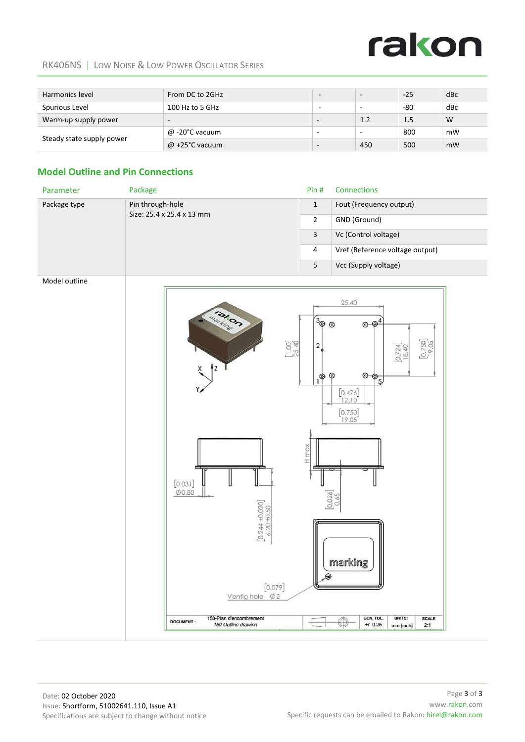| | | | | | |
|---|---|---|---|---|---|
| Harmonics level | From DC to 2GHz | - | - | -25 | dBc |
| Spurious Level | 100 Hz to 5 GHz | - | - | -80 | dBc |
| Warm-up supply power | - | - | 1.2 | 1.5 | W |
| Steady state supply power | @ -20°C vacuum | - | - | 800 | mW |
| | @ +25°C vacuum | - | 450 | 500 | mW |

## Model Outline and Pin Connections

| Parameter | Package | Pin # | Connections |
|---|---|---|---|
| Package type | Pin through-hole<br>Size: 25.4 x 25.4 x 13 mm | 1 | Fout (Frequency output) |
| | | 2 | GND (Ground) |
| | | 3 | Vc (Control voltage) |
| | | 4 | Vref (Reference voltage output) |
| | | 5 | Vcc (Supply voltage) |
| Model outline | | | |

25.40
[1.00]
25.40
[0.724]
18.40
[0.750]
19.05
[0.476]
12.10
[0.750]
19.05
X
Z
Y
H max
[0.031]
Ø0.80
[0.244 ±0.020]
6.20 ±0.50
[0.026]
0.65
marking
[0.079]
Ventig hole Ø2

DOCUMENT : 150-Plan d'encombrement
150-Outline drawing
GEN. TOL. +/- 0.25
UNITS: mm [inch]
SCALE 2:1

Date: 02 October 2020
Issue: Shortform, 51002641.110, Issue A1
Specifications are subject to change without notice

www.rakon.com
Specific requests can be emailed to Rakon: hirel@rakon.com